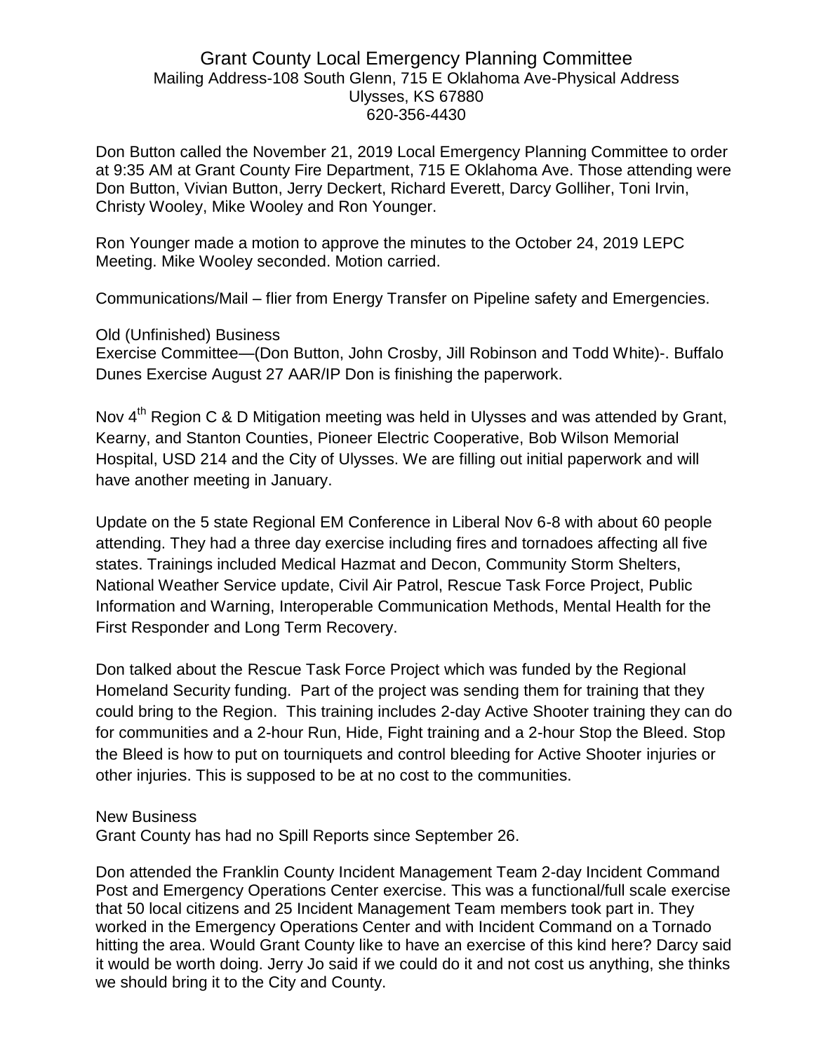# Grant County Local Emergency Planning Committee

Mailing Address-108 South Glenn, 715 E Oklahoma Ave-Physical Address
Ulysses, KS 67880
620-356-4430

Don Button called the November 21, 2019 Local Emergency Planning Committee to order at 9:35 AM at Grant County Fire Department, 715 E Oklahoma Ave. Those attending were Don Button, Vivian Button, Jerry Deckert, Richard Everett, Darcy Golliher, Toni Irvin, Christy Wooley, Mike Wooley and Ron Younger.

Ron Younger made a motion to approve the minutes to the October 24, 2019 LEPC Meeting. Mike Wooley seconded. Motion carried.

Communications/Mail – flier from Energy Transfer on Pipeline safety and Emergencies.

Old (Unfinished) Business

Exercise Committee—(Don Button, John Crosby, Jill Robinson and Todd White)-. Buffalo Dunes Exercise August 27 AAR/IP Don is finishing the paperwork.

Nov 4th Region C & D Mitigation meeting was held in Ulysses and was attended by Grant, Kearny, and Stanton Counties, Pioneer Electric Cooperative, Bob Wilson Memorial Hospital, USD 214 and the City of Ulysses. We are filling out initial paperwork and will have another meeting in January.

Update on the 5 state Regional EM Conference in Liberal Nov 6-8 with about 60 people attending. They had a three day exercise including fires and tornadoes affecting all five states. Trainings included Medical Hazmat and Decon, Community Storm Shelters, National Weather Service update, Civil Air Patrol, Rescue Task Force Project, Public Information and Warning, Interoperable Communication Methods, Mental Health for the First Responder and Long Term Recovery.

Don talked about the Rescue Task Force Project which was funded by the Regional Homeland Security funding. Part of the project was sending them for training that they could bring to the Region. This training includes 2-day Active Shooter training they can do for communities and a 2-hour Run, Hide, Fight training and a 2-hour Stop the Bleed. Stop the Bleed is how to put on tourniquets and control bleeding for Active Shooter injuries or other injuries. This is supposed to be at no cost to the communities.

New Business

Grant County has had no Spill Reports since September 26.

Don attended the Franklin County Incident Management Team 2-day Incident Command Post and Emergency Operations Center exercise. This was a functional/full scale exercise that 50 local citizens and 25 Incident Management Team members took part in. They worked in the Emergency Operations Center and with Incident Command on a Tornado hitting the area. Would Grant County like to have an exercise of this kind here? Darcy said it would be worth doing. Jerry Jo said if we could do it and not cost us anything, she thinks we should bring it to the City and County.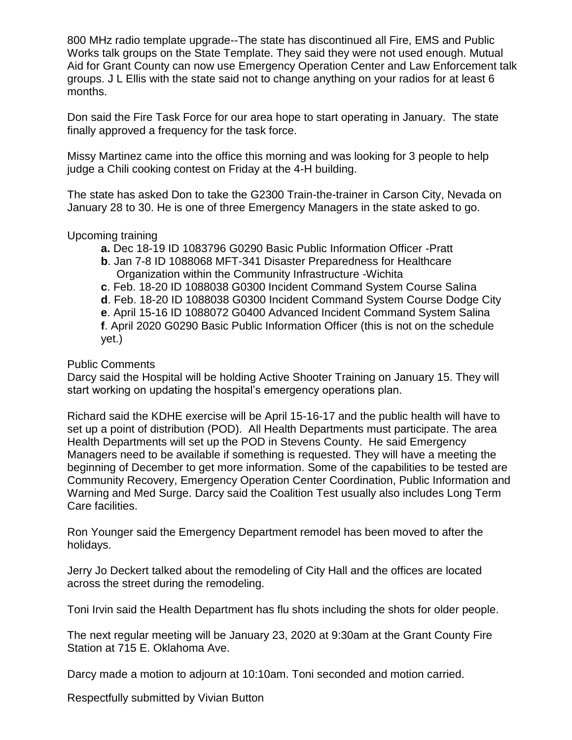800 MHz radio template upgrade--The state has discontinued all Fire, EMS and Public Works talk groups on the State Template. They said they were not used enough. Mutual Aid for Grant County can now use Emergency Operation Center and Law Enforcement talk groups. J L Ellis with the state said not to change anything on your radios for at least 6 months.

Don said the Fire Task Force for our area hope to start operating in January. The state finally approved a frequency for the task force.

Missy Martinez came into the office this morning and was looking for 3 people to help judge a Chili cooking contest on Friday at the 4-H building.

The state has asked Don to take the G2300 Train-the-trainer in Carson City, Nevada on January 28 to 30. He is one of three Emergency Managers in the state asked to go.

Upcoming training

- **a.** Dec 18-19 ID 1083796 G0290 Basic Public Information Officer -Pratt
- **b**. Jan 7-8 ID 1088068 MFT-341 Disaster Preparedness for Healthcare Organization within the Community Infrastructure -Wichita
- **c**. Feb. 18-20 ID 1088038 G0300 Incident Command System Course Salina
- **d**. Feb. 18-20 ID 1088038 G0300 Incident Command System Course Dodge City
- **e**. April 15-16 ID 1088072 G0400 Advanced Incident Command System Salina
- **f**. April 2020 G0290 Basic Public Information Officer (this is not on the schedule yet.)

Public Comments

Darcy said the Hospital will be holding Active Shooter Training on January 15. They will start working on updating the hospital's emergency operations plan.

Richard said the KDHE exercise will be April 15-16-17 and the public health will have to set up a point of distribution (POD). All Health Departments must participate. The area Health Departments will set up the POD in Stevens County. He said Emergency Managers need to be available if something is requested. They will have a meeting the beginning of December to get more information. Some of the capabilities to be tested are Community Recovery, Emergency Operation Center Coordination, Public Information and Warning and Med Surge. Darcy said the Coalition Test usually also includes Long Term Care facilities.

Ron Younger said the Emergency Department remodel has been moved to after the holidays.

Jerry Jo Deckert talked about the remodeling of City Hall and the offices are located across the street during the remodeling.

Toni Irvin said the Health Department has flu shots including the shots for older people.

The next regular meeting will be January 23, 2020 at 9:30am at the Grant County Fire Station at 715 E. Oklahoma Ave.

Darcy made a motion to adjourn at 10:10am. Toni seconded and motion carried.

Respectfully submitted by Vivian Button